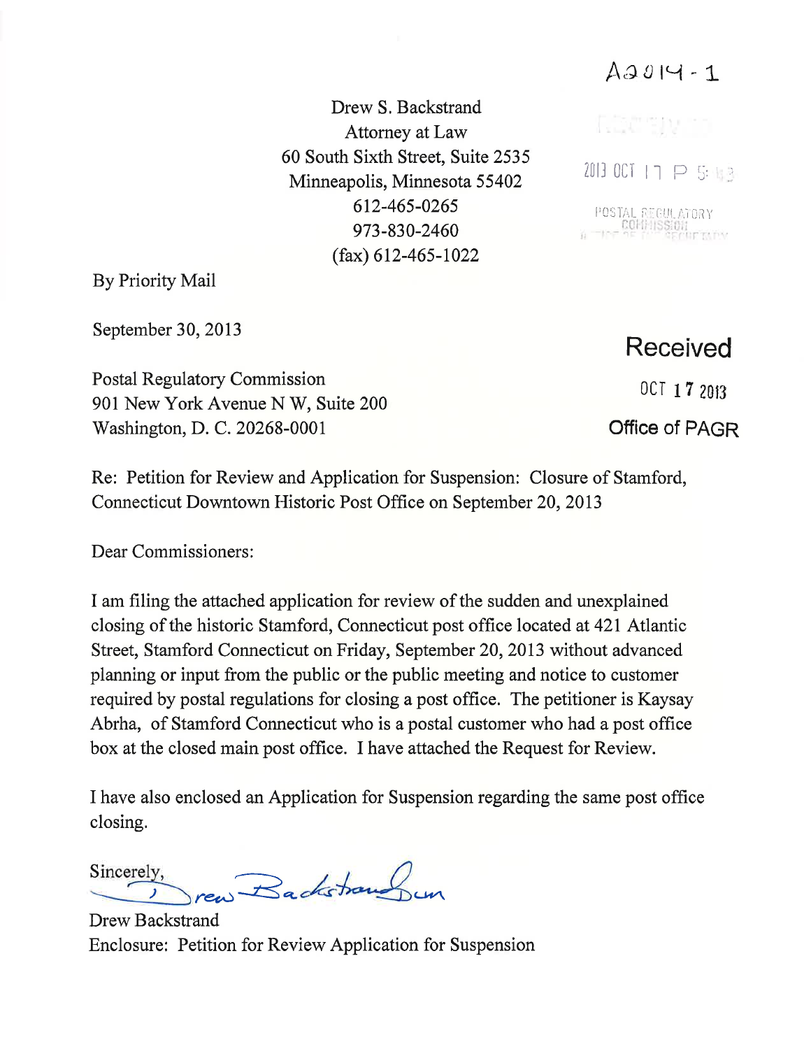A2014-1

2013 OCT 17 P 5:43

POSTAL REGULATORY COMMISSION

Drew S. Backstrand
Attorney at Law
60 South Sixth Street, Suite 2535
Minneapolis, Minnesota 55402
612-465-0265
973-830-2460
(fax) 612-465-1022

By Priority Mail

September 30, 2013

**Received**

OCT 17 2013

**Office of PAGR**

Postal Regulatory Commission
901 New York Avenue N W, Suite 200
Washington, D. C. 20268-0001

Re: Petition for Review and Application for Suspension: Closure of Stamford, Connecticut Downtown Historic Post Office on September 20, 2013

Dear Commissioners:

I am filing the attached application for review of the sudden and unexplained closing of the historic Stamford, Connecticut post office located at 421 Atlantic Street, Stamford Connecticut on Friday, September 20, 2013 without advanced planning or input from the public or the public meeting and notice to customer required by postal regulations for closing a post office. The petitioner is Kaysay Abrha, of Stamford Connecticut who is a postal customer who had a post office box at the closed main post office. I have attached the Request for Review.

I have also enclosed an Application for Suspension regarding the same post office closing.

Sincerely,

Drew Backstrand
Enclosure: Petition for Review Application for Suspension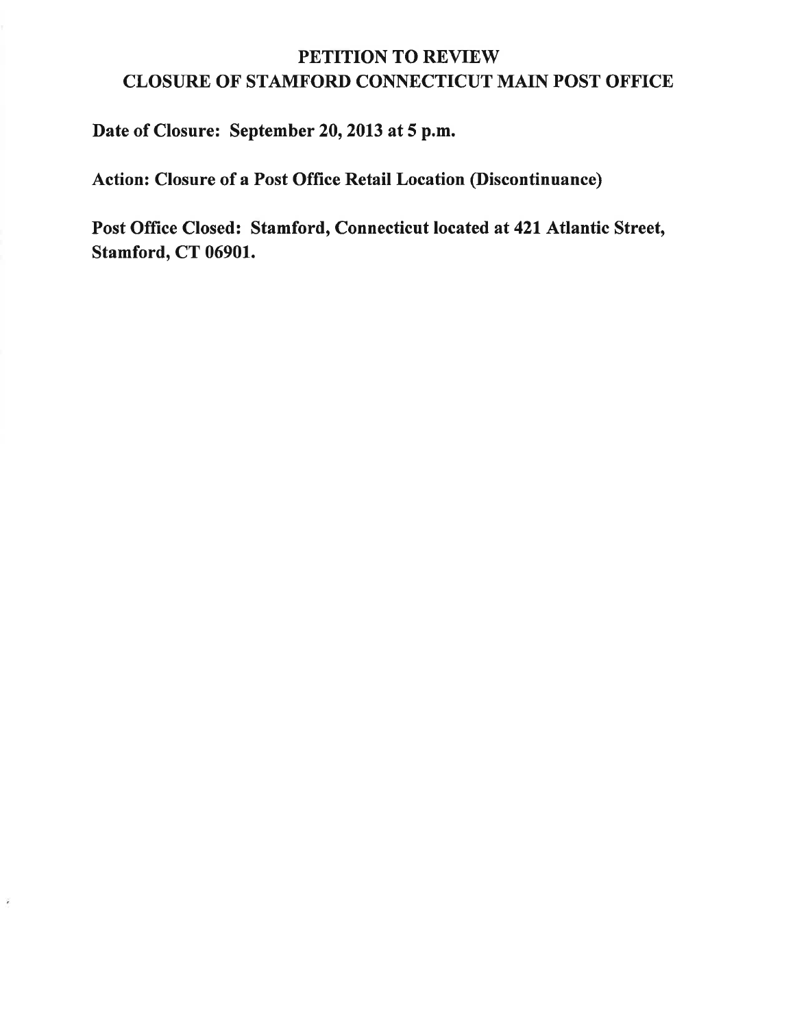# PETITION TO REVIEW
# CLOSURE OF STAMFORD CONNECTICUT MAIN POST OFFICE

**Date of Closure: September 20, 2013 at 5 p.m.**

**Action: Closure of a Post Office Retail Location (Discontinuance)**

**Post Office Closed: Stamford, Connecticut located at 421 Atlantic Street, Stamford, CT 06901.**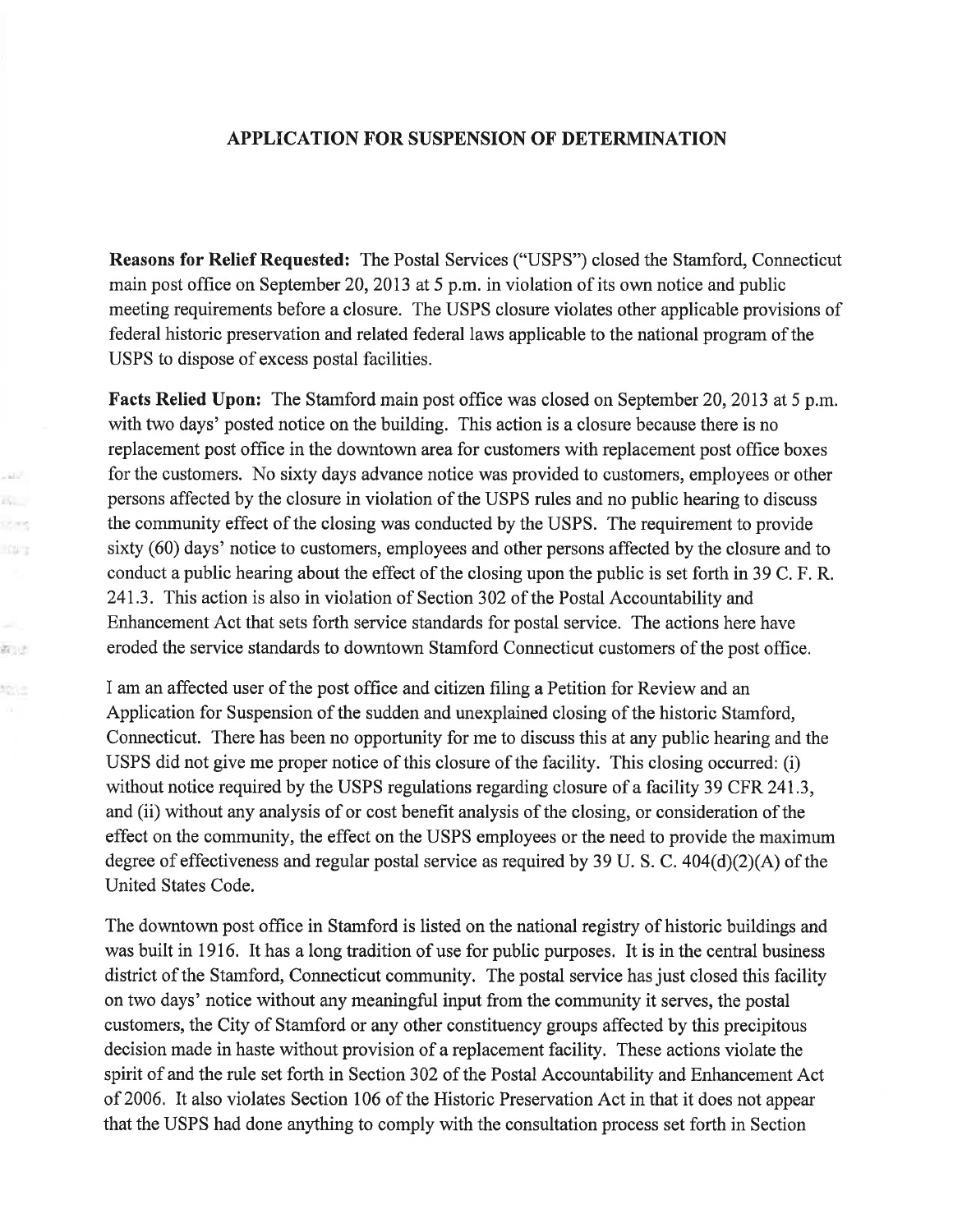## APPLICATION FOR SUSPENSION OF DETERMINATION

**Reasons for Relief Requested:** The Postal Services ("USPS") closed the Stamford, Connecticut main post office on September 20, 2013 at 5 p.m. in violation of its own notice and public meeting requirements before a closure. The USPS closure violates other applicable provisions of federal historic preservation and related federal laws applicable to the national program of the USPS to dispose of excess postal facilities.

**Facts Relied Upon:** The Stamford main post office was closed on September 20, 2013 at 5 p.m. with two days' posted notice on the building. This action is a closure because there is no replacement post office in the downtown area for customers with replacement post office boxes for the customers. No sixty days advance notice was provided to customers, employees or other persons affected by the closure in violation of the USPS rules and no public hearing to discuss the community effect of the closing was conducted by the USPS. The requirement to provide sixty (60) days' notice to customers, employees and other persons affected by the closure and to conduct a public hearing about the effect of the closing upon the public is set forth in 39 C. F. R. 241.3. This action is also in violation of Section 302 of the Postal Accountability and Enhancement Act that sets forth service standards for postal service. The actions here have eroded the service standards to downtown Stamford Connecticut customers of the post office.

I am an affected user of the post office and citizen filing a Petition for Review and an Application for Suspension of the sudden and unexplained closing of the historic Stamford, Connecticut. There has been no opportunity for me to discuss this at any public hearing and the USPS did not give me proper notice of this closure of the facility. This closing occurred: (i) without notice required by the USPS regulations regarding closure of a facility 39 CFR 241.3, and (ii) without any analysis of or cost benefit analysis of the closing, or consideration of the effect on the community, the effect on the USPS employees or the need to provide the maximum degree of effectiveness and regular postal service as required by 39 U. S. C. 404(d)(2)(A) of the United States Code.

The downtown post office in Stamford is listed on the national registry of historic buildings and was built in 1916. It has a long tradition of use for public purposes. It is in the central business district of the Stamford, Connecticut community. The postal service has just closed this facility on two days' notice without any meaningful input from the community it serves, the postal customers, the City of Stamford or any other constituency groups affected by this precipitous decision made in haste without provision of a replacement facility. These actions violate the spirit of and the rule set forth in Section 302 of the Postal Accountability and Enhancement Act of 2006. It also violates Section 106 of the Historic Preservation Act in that it does not appear that the USPS had done anything to comply with the consultation process set forth in Section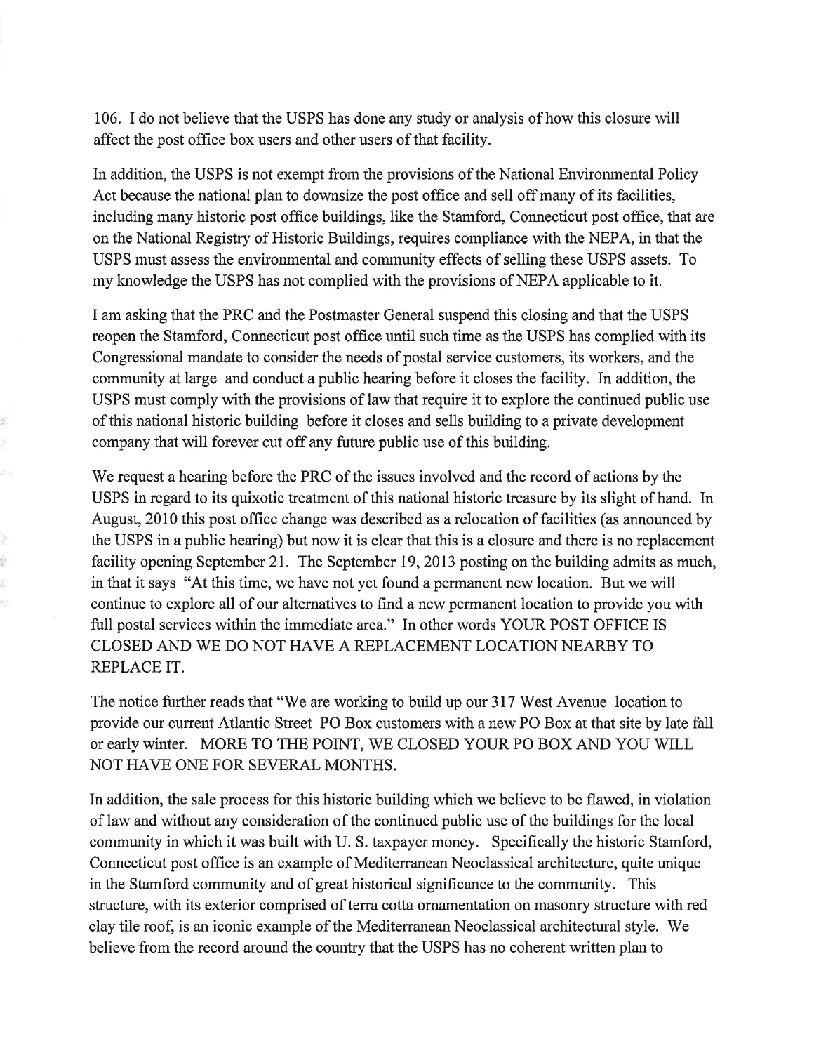106. I do not believe that the USPS has done any study or analysis of how this closure will affect the post office box users and other users of that facility.

In addition, the USPS is not exempt from the provisions of the National Environmental Policy Act because the national plan to downsize the post office and sell off many of its facilities, including many historic post office buildings, like the Stamford, Connecticut post office, that are on the National Registry of Historic Buildings, requires compliance with the NEPA, in that the USPS must assess the environmental and community effects of selling these USPS assets. To my knowledge the USPS has not complied with the provisions of NEPA applicable to it.

I am asking that the PRC and the Postmaster General suspend this closing and that the USPS reopen the Stamford, Connecticut post office until such time as the USPS has complied with its Congressional mandate to consider the needs of postal service customers, its workers, and the community at large and conduct a public hearing before it closes the facility. In addition, the USPS must comply with the provisions of law that require it to explore the continued public use of this national historic building before it closes and sells building to a private development company that will forever cut off any future public use of this building.

We request a hearing before the PRC of the issues involved and the record of actions by the USPS in regard to its quixotic treatment of this national historic treasure by its slight of hand. In August, 2010 this post office change was described as a relocation of facilities (as announced by the USPS in a public hearing) but now it is clear that this is a closure and there is no replacement facility opening September 21. The September 19, 2013 posting on the building admits as much, in that it says "At this time, we have not yet found a permanent new location. But we will continue to explore all of our alternatives to find a new permanent location to provide you with full postal services within the immediate area." In other words YOUR POST OFFICE IS CLOSED AND WE DO NOT HAVE A REPLACEMENT LOCATION NEARBY TO REPLACE IT.

The notice further reads that "We are working to build up our 317 West Avenue location to provide our current Atlantic Street PO Box customers with a new PO Box at that site by late fall or early winter. MORE TO THE POINT, WE CLOSED YOUR PO BOX AND YOU WILL NOT HAVE ONE FOR SEVERAL MONTHS.

In addition, the sale process for this historic building which we believe to be flawed, in violation of law and without any consideration of the continued public use of the buildings for the local community in which it was built with U. S. taxpayer money. Specifically the historic Stamford, Connecticut post office is an example of Mediterranean Neoclassical architecture, quite unique in the Stamford community and of great historical significance to the community. This structure, with its exterior comprised of terra cotta ornamentation on masonry structure with red clay tile roof, is an iconic example of the Mediterranean Neoclassical architectural style. We believe from the record around the country that the USPS has no coherent written plan to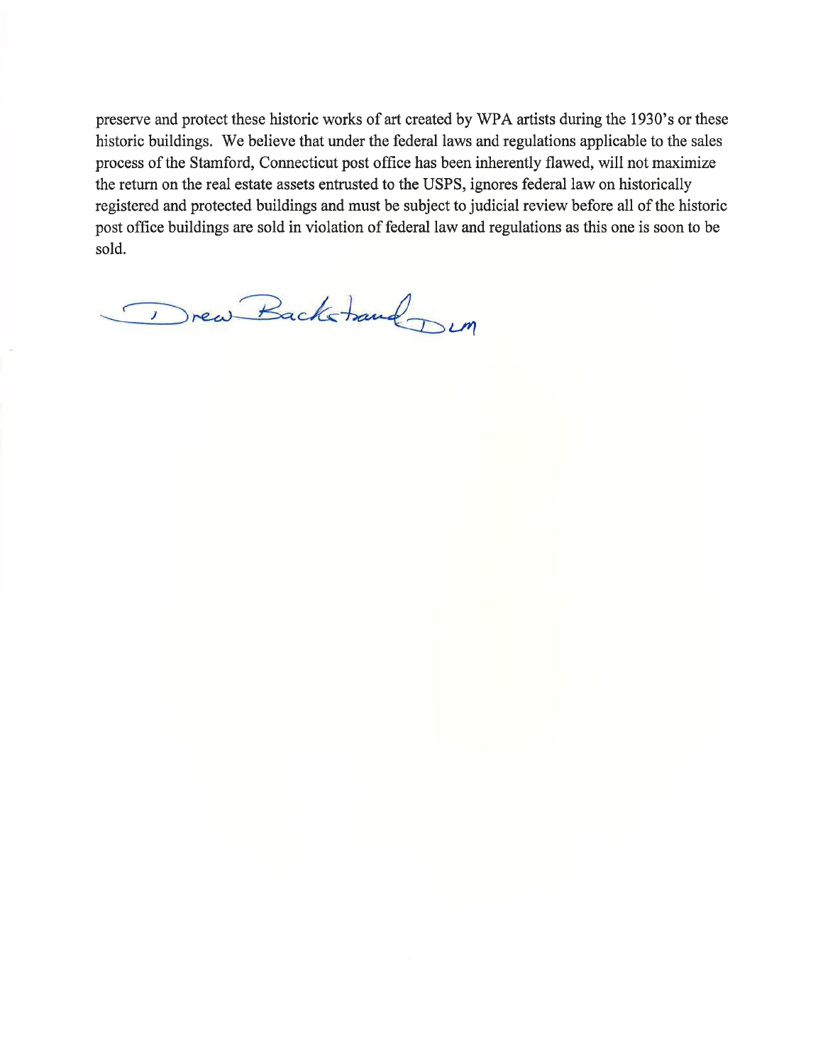preserve and protect these historic works of art created by WPA artists during the 1930's or these historic buildings. We believe that under the federal laws and regulations applicable to the sales process of the Stamford, Connecticut post office has been inherently flawed, will not maximize the return on the real estate assets entrusted to the USPS, ignores federal law on historically registered and protected buildings and must be subject to judicial review before all of the historic post office buildings are sold in violation of federal law and regulations as this one is soon to be sold.

Drew Backstrand DLM